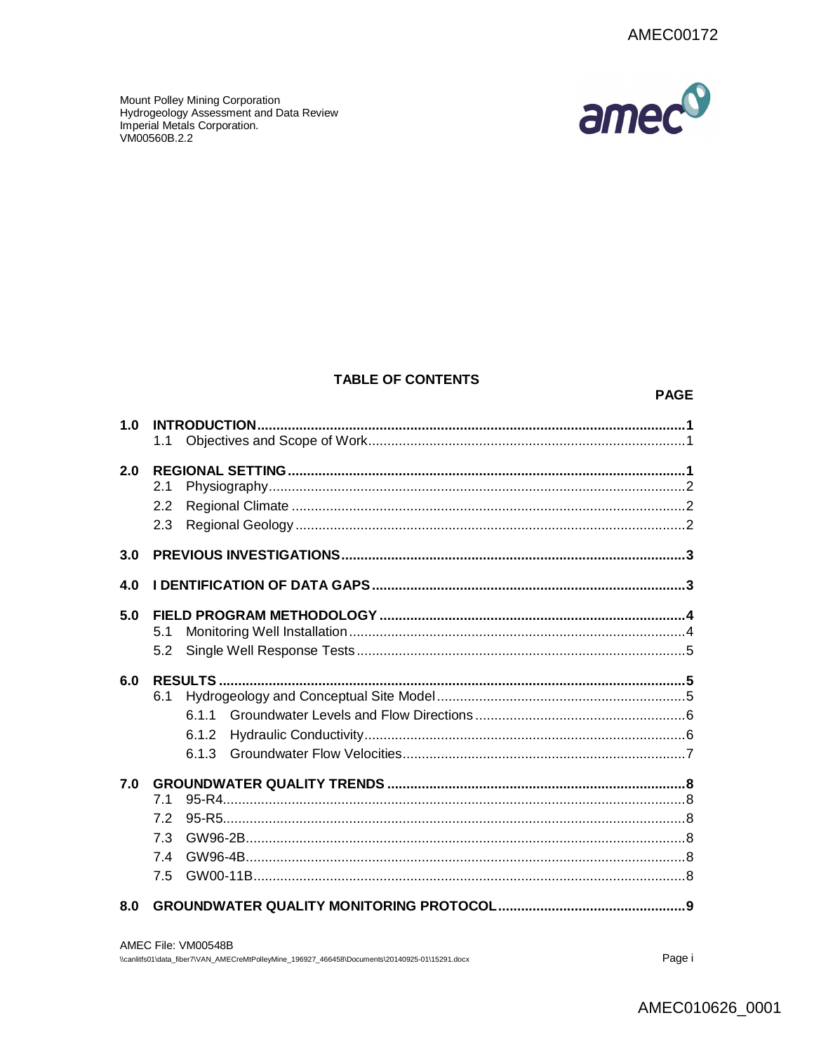Mount Polley Mining Corporation
Hydrogeology Assessment and Data Review
Imperial Metals Corporation.
VM00560B.2.2

## TABLE OF CONTENTS

| | | PAGE |
|---|---|---|
| **1.0** | **INTRODUCTION** | **1** |
| | 1.1 Objectives and Scope of Work | 1 |
| **2.0** | **REGIONAL SETTING** | **1** |
| | 2.1 Physiography | 2 |
| | 2.2 Regional Climate | 2 |
| | 2.3 Regional Geology | 2 |
| **3.0** | **PREVIOUS INVESTIGATIONS** | **3** |
| **4.0** | **I DENTIFICATION OF DATA GAPS** | **3** |
| **5.0** | **FIELD PROGRAM METHODOLOGY** | **4** |
| | 5.1 Monitoring Well Installation | 4 |
| | 5.2 Single Well Response Tests | 5 |
| **6.0** | **RESULTS** | **5** |
| | 6.1 Hydrogeology and Conceptual Site Model | 5 |
| | 6.1.1 Groundwater Levels and Flow Directions | 6 |
| | 6.1.2 Hydraulic Conductivity | 6 |
| | 6.1.3 Groundwater Flow Velocities | 7 |
| **7.0** | **GROUNDWATER QUALITY TRENDS** | **8** |
| | 7.1 95-R4 | 8 |
| | 7.2 95-R5 | 8 |
| | 7.3 GW96-2B | 8 |
| | 7.4 GW96-4B | 8 |
| | 7.5 GW00-11B | 8 |
| **8.0** | **GROUNDWATER QUALITY MONITORING PROTOCOL** | **9** |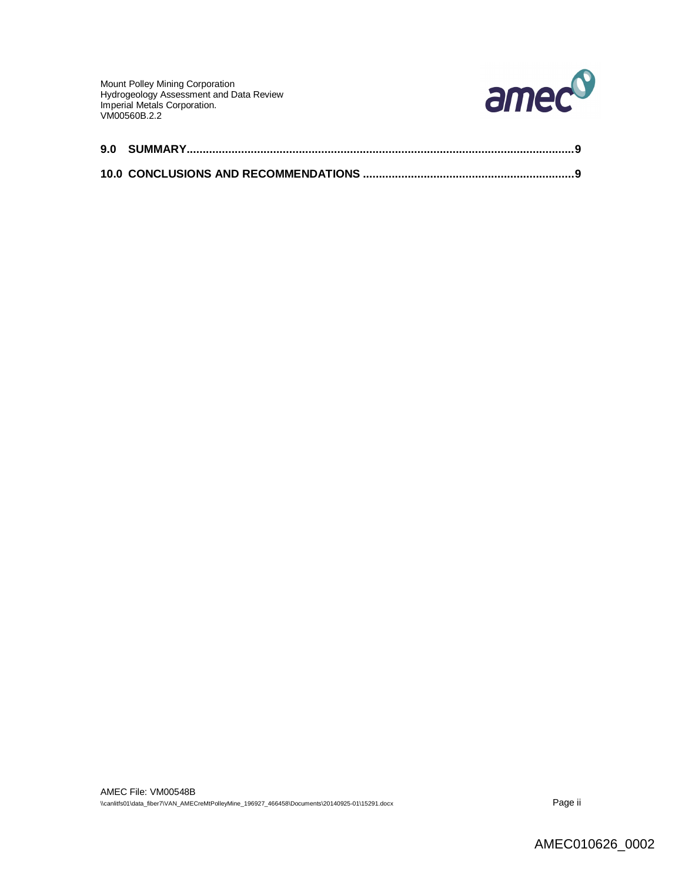**9.0 SUMMARY...........................................................................................................................9**

**10.0 CONCLUSIONS AND RECOMMENDATIONS ................................................................9**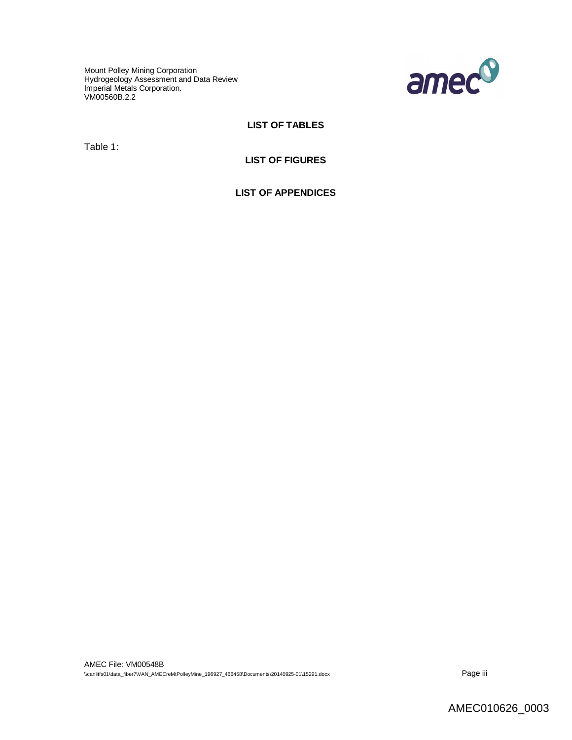## LIST OF TABLES

Table 1:

## LIST OF FIGURES

## LIST OF APPENDICES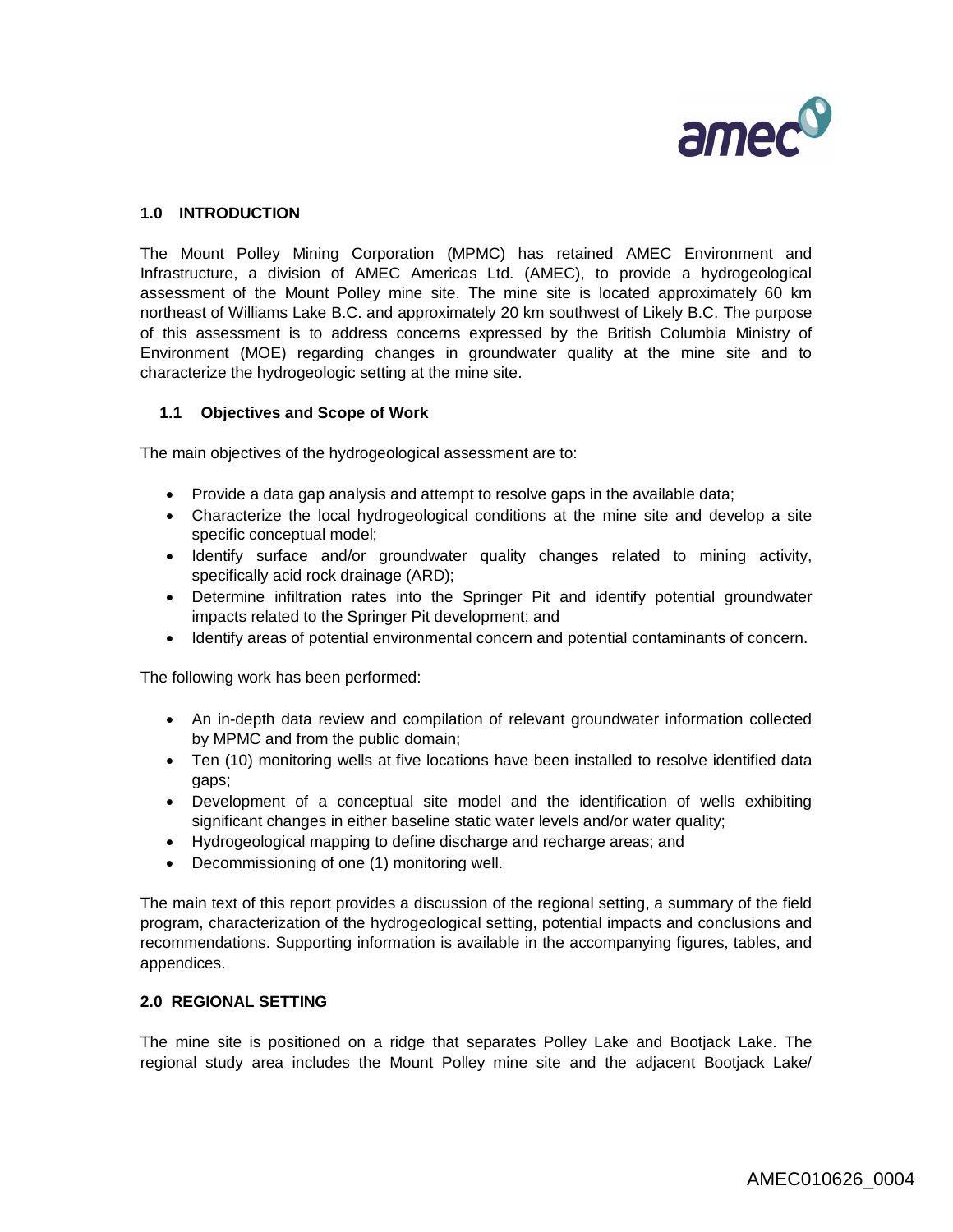## 1.0 INTRODUCTION

The Mount Polley Mining Corporation (MPMC) has retained AMEC Environment and Infrastructure, a division of AMEC Americas Ltd. (AMEC), to provide a hydrogeological assessment of the Mount Polley mine site. The mine site is located approximately 60 km northeast of Williams Lake B.C. and approximately 20 km southwest of Likely B.C. The purpose of this assessment is to address concerns expressed by the British Columbia Ministry of Environment (MOE) regarding changes in groundwater quality at the mine site and to characterize the hydrogeologic setting at the mine site.

### 1.1 Objectives and Scope of Work

The main objectives of the hydrogeological assessment are to:

- Provide a data gap analysis and attempt to resolve gaps in the available data;
- Characterize the local hydrogeological conditions at the mine site and develop a site specific conceptual model;
- Identify surface and/or groundwater quality changes related to mining activity, specifically acid rock drainage (ARD);
- Determine infiltration rates into the Springer Pit and identify potential groundwater impacts related to the Springer Pit development; and
- Identify areas of potential environmental concern and potential contaminants of concern.

The following work has been performed:

- An in-depth data review and compilation of relevant groundwater information collected by MPMC and from the public domain;
- Ten (10) monitoring wells at five locations have been installed to resolve identified data gaps;
- Development of a conceptual site model and the identification of wells exhibiting significant changes in either baseline static water levels and/or water quality;
- Hydrogeological mapping to define discharge and recharge areas; and
- Decommissioning of one (1) monitoring well.

The main text of this report provides a discussion of the regional setting, a summary of the field program, characterization of the hydrogeological setting, potential impacts and conclusions and recommendations. Supporting information is available in the accompanying figures, tables, and appendices.

## 2.0 REGIONAL SETTING

The mine site is positioned on a ridge that separates Polley Lake and Bootjack Lake. The regional study area includes the Mount Polley mine site and the adjacent Bootjack Lake/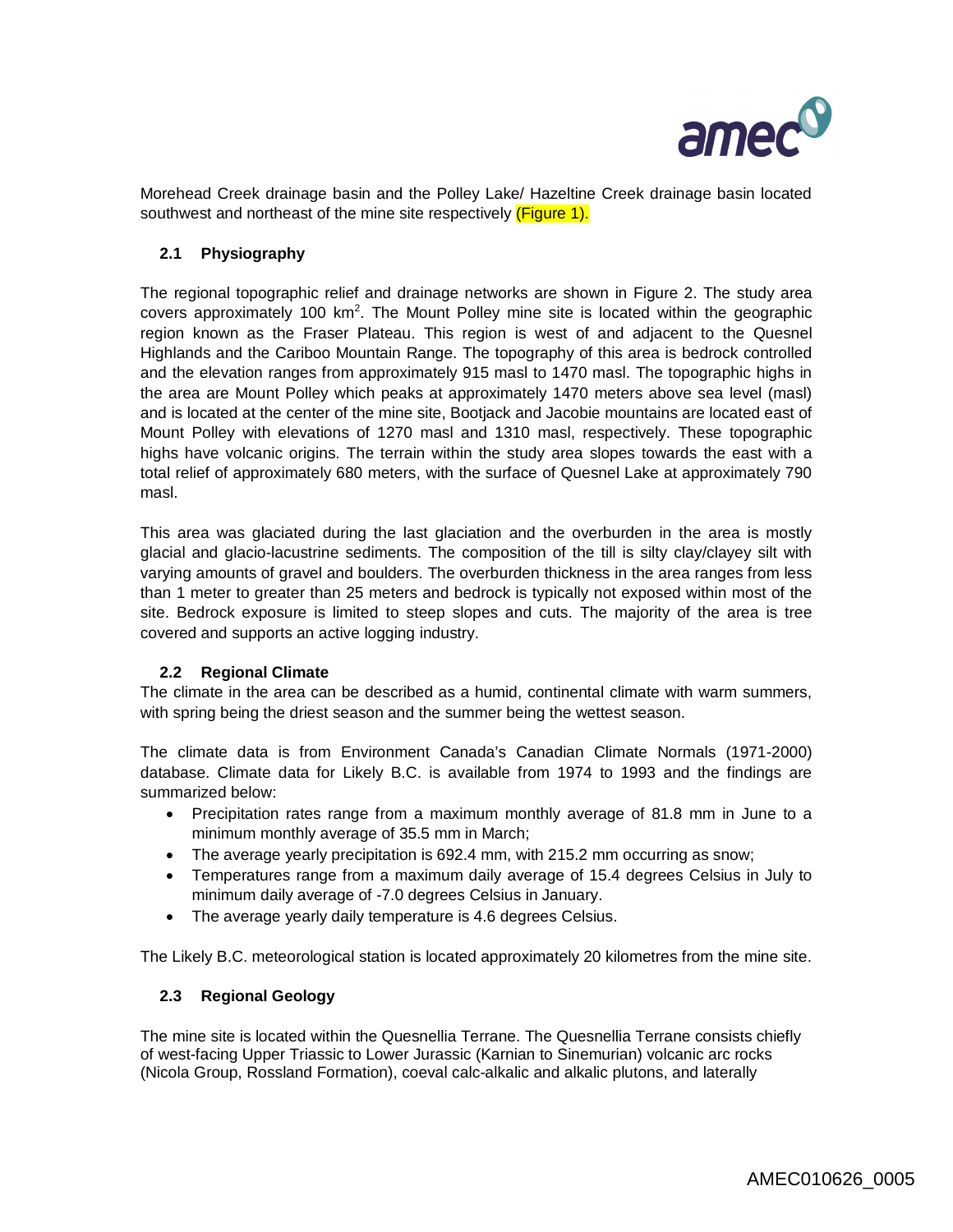Morehead Creek drainage basin and the Polley Lake/ Hazeltine Creek drainage basin located southwest and northeast of the mine site respectively (Figure 1).

## 2.1 Physiography

The regional topographic relief and drainage networks are shown in Figure 2. The study area covers approximately 100 km$^2$. The Mount Polley mine site is located within the geographic region known as the Fraser Plateau. This region is west of and adjacent to the Quesnel Highlands and the Cariboo Mountain Range. The topography of this area is bedrock controlled and the elevation ranges from approximately 915 masl to 1470 masl. The topographic highs in the area are Mount Polley which peaks at approximately 1470 meters above sea level (masl) and is located at the center of the mine site, Bootjack and Jacobie mountains are located east of Mount Polley with elevations of 1270 masl and 1310 masl, respectively. These topographic highs have volcanic origins. The terrain within the study area slopes towards the east with a total relief of approximately 680 meters, with the surface of Quesnel Lake at approximately 790 masl.

This area was glaciated during the last glaciation and the overburden in the area is mostly glacial and glacio-lacustrine sediments. The composition of the till is silty clay/clayey silt with varying amounts of gravel and boulders. The overburden thickness in the area ranges from less than 1 meter to greater than 25 meters and bedrock is typically not exposed within most of the site. Bedrock exposure is limited to steep slopes and cuts. The majority of the area is tree covered and supports an active logging industry.

## 2.2 Regional Climate

The climate in the area can be described as a humid, continental climate with warm summers, with spring being the driest season and the summer being the wettest season.

The climate data is from Environment Canada's Canadian Climate Normals (1971-2000) database. Climate data for Likely B.C. is available from 1974 to 1993 and the findings are summarized below:

- Precipitation rates range from a maximum monthly average of 81.8 mm in June to a minimum monthly average of 35.5 mm in March;
- The average yearly precipitation is 692.4 mm, with 215.2 mm occurring as snow;
- Temperatures range from a maximum daily average of 15.4 degrees Celsius in July to minimum daily average of -7.0 degrees Celsius in January.
- The average yearly daily temperature is 4.6 degrees Celsius.

The Likely B.C. meteorological station is located approximately 20 kilometres from the mine site.

## 2.3 Regional Geology

The mine site is located within the Quesnellia Terrane. The Quesnellia Terrane consists chiefly of west-facing Upper Triassic to Lower Jurassic (Karnian to Sinemurian) volcanic arc rocks (Nicola Group, Rossland Formation), coeval calc-alkalic and alkalic plutons, and laterally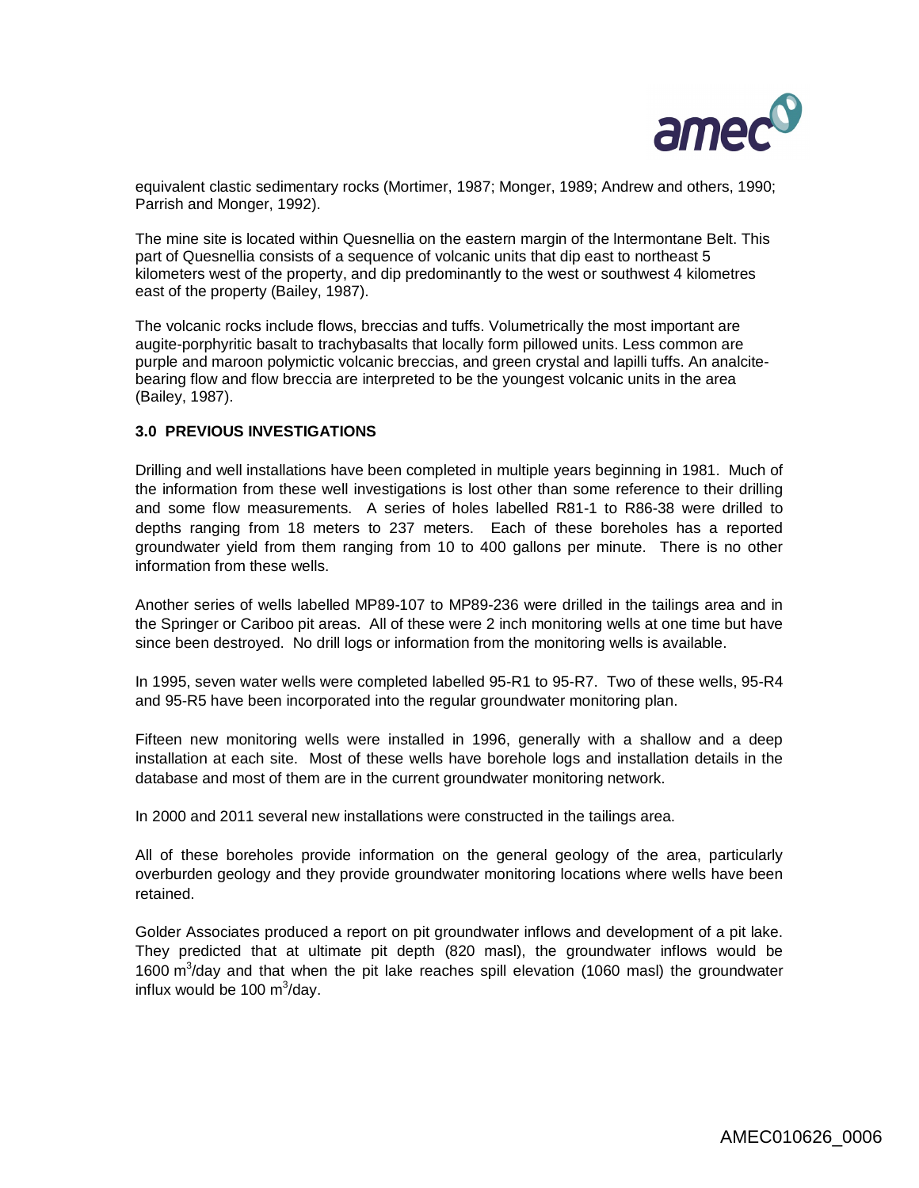equivalent clastic sedimentary rocks (Mortimer, 1987; Monger, 1989; Andrew and others, 1990; Parrish and Monger, 1992).

The mine site is located within Quesnellia on the eastern margin of the lntermontane Belt. This part of Quesnellia consists of a sequence of volcanic units that dip east to northeast 5 kilometers west of the property, and dip predominantly to the west or southwest 4 kilometres east of the property (Bailey, 1987).

The volcanic rocks include flows, breccias and tuffs. Volumetrically the most important are augite-porphyritic basalt to trachybasalts that locally form pillowed units. Less common are purple and maroon polymictic volcanic breccias, and green crystal and lapilli tuffs. An analcite-bearing flow and flow breccia are interpreted to be the youngest volcanic units in the area (Bailey, 1987).

## 3.0 PREVIOUS INVESTIGATIONS

Drilling and well installations have been completed in multiple years beginning in 1981. Much of the information from these well investigations is lost other than some reference to their drilling and some flow measurements. A series of holes labelled R81-1 to R86-38 were drilled to depths ranging from 18 meters to 237 meters. Each of these boreholes has a reported groundwater yield from them ranging from 10 to 400 gallons per minute. There is no other information from these wells.

Another series of wells labelled MP89-107 to MP89-236 were drilled in the tailings area and in the Springer or Cariboo pit areas. All of these were 2 inch monitoring wells at one time but have since been destroyed. No drill logs or information from the monitoring wells is available.

In 1995, seven water wells were completed labelled 95-R1 to 95-R7. Two of these wells, 95-R4 and 95-R5 have been incorporated into the regular groundwater monitoring plan.

Fifteen new monitoring wells were installed in 1996, generally with a shallow and a deep installation at each site. Most of these wells have borehole logs and installation details in the database and most of them are in the current groundwater monitoring network.

In 2000 and 2011 several new installations were constructed in the tailings area.

All of these boreholes provide information on the general geology of the area, particularly overburden geology and they provide groundwater monitoring locations where wells have been retained.

Golder Associates produced a report on pit groundwater inflows and development of a pit lake. They predicted that at ultimate pit depth (820 masl), the groundwater inflows would be 1600 $m^3$/day and that when the pit lake reaches spill elevation (1060 masl) the groundwater influx would be 100 $m^3$/day.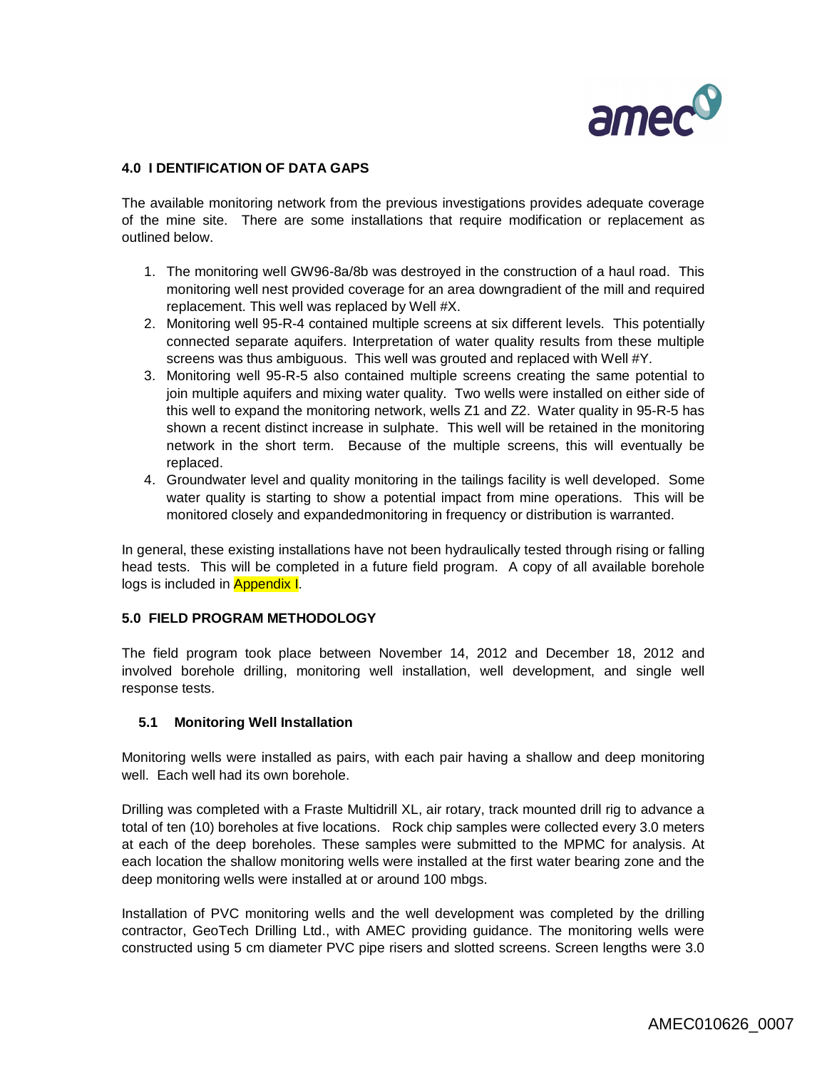## 4.0 I DENTIFICATION OF DATA GAPS

The available monitoring network from the previous investigations provides adequate coverage of the mine site. There are some installations that require modification or replacement as outlined below.

1. The monitoring well GW96-8a/8b was destroyed in the construction of a haul road. This monitoring well nest provided coverage for an area downgradient of the mill and required replacement. This well was replaced by Well #X.
2. Monitoring well 95-R-4 contained multiple screens at six different levels. This potentially connected separate aquifers. Interpretation of water quality results from these multiple screens was thus ambiguous. This well was grouted and replaced with Well #Y.
3. Monitoring well 95-R-5 also contained multiple screens creating the same potential to join multiple aquifers and mixing water quality. Two wells were installed on either side of this well to expand the monitoring network, wells Z1 and Z2. Water quality in 95-R-5 has shown a recent distinct increase in sulphate. This well will be retained in the monitoring network in the short term. Because of the multiple screens, this will eventually be replaced.
4. Groundwater level and quality monitoring in the tailings facility is well developed. Some water quality is starting to show a potential impact from mine operations. This will be monitored closely and expandedmonitoring in frequency or distribution is warranted.

In general, these existing installations have not been hydraulically tested through rising or falling head tests. This will be completed in a future field program. A copy of all available borehole logs is included in Appendix I.

## 5.0 FIELD PROGRAM METHODOLOGY

The field program took place between November 14, 2012 and December 18, 2012 and involved borehole drilling, monitoring well installation, well development, and single well response tests.

### 5.1 Monitoring Well Installation

Monitoring wells were installed as pairs, with each pair having a shallow and deep monitoring well. Each well had its own borehole.

Drilling was completed with a Fraste Multidrill XL, air rotary, track mounted drill rig to advance a total of ten (10) boreholes at five locations. Rock chip samples were collected every 3.0 meters at each of the deep boreholes. These samples were submitted to the MPMC for analysis. At each location the shallow monitoring wells were installed at the first water bearing zone and the deep monitoring wells were installed at or around 100 mbgs.

Installation of PVC monitoring wells and the well development was completed by the drilling contractor, GeoTech Drilling Ltd., with AMEC providing guidance. The monitoring wells were constructed using 5 cm diameter PVC pipe risers and slotted screens. Screen lengths were 3.0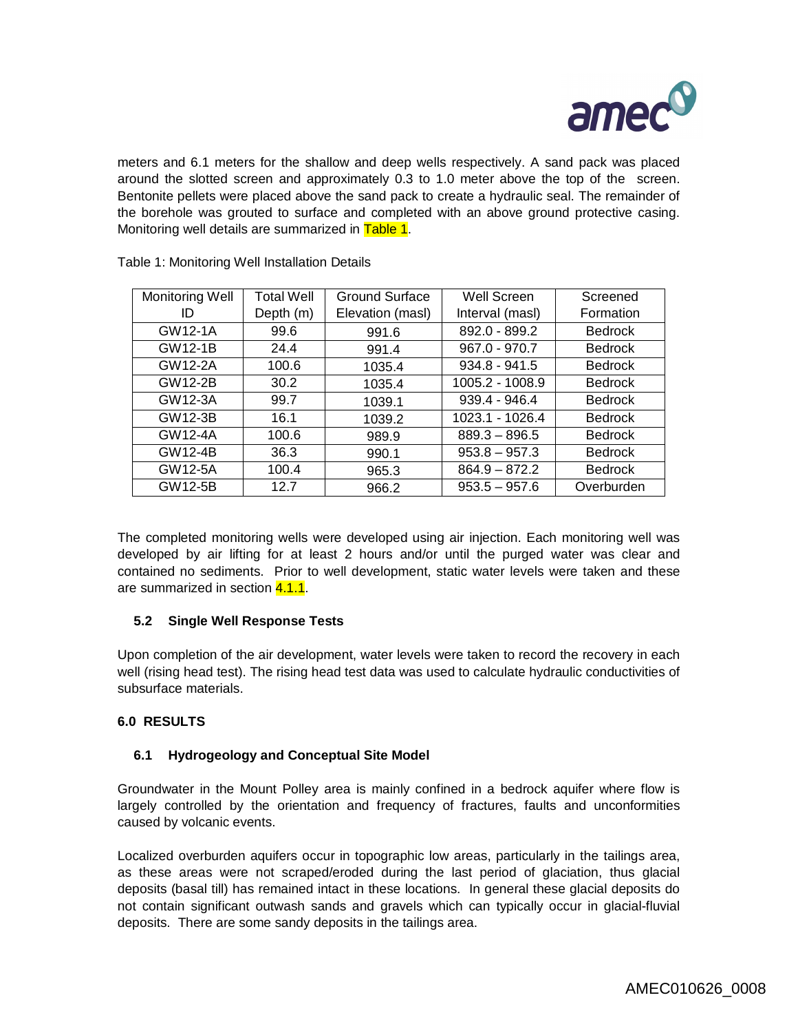meters and 6.1 meters for the shallow and deep wells respectively. A sand pack was placed around the slotted screen and approximately 0.3 to 1.0 meter above the top of the screen. Bentonite pellets were placed above the sand pack to create a hydraulic seal. The remainder of the borehole was grouted to surface and completed with an above ground protective casing. Monitoring well details are summarized in Table 1.

Table 1: Monitoring Well Installation Details

| Monitoring Well ID | Total Well Depth (m) | Ground Surface Elevation (masl) | Well Screen Interval (masl) | Screened Formation |
|---|---|---|---|---|
| GW12-1A | 99.6 | 991.6 | 892.0 - 899.2 | Bedrock |
| GW12-1B | 24.4 | 991.4 | 967.0 - 970.7 | Bedrock |
| GW12-2A | 100.6 | 1035.4 | 934.8 - 941.5 | Bedrock |
| GW12-2B | 30.2 | 1035.4 | 1005.2 - 1008.9 | Bedrock |
| GW12-3A | 99.7 | 1039.1 | 939.4 - 946.4 | Bedrock |
| GW12-3B | 16.1 | 1039.2 | 1023.1 - 1026.4 | Bedrock |
| GW12-4A | 100.6 | 989.9 | 889.3 – 896.5 | Bedrock |
| GW12-4B | 36.3 | 990.1 | 953.8 – 957.3 | Bedrock |
| GW12-5A | 100.4 | 965.3 | 864.9 – 872.2 | Bedrock |
| GW12-5B | 12.7 | 966.2 | 953.5 – 957.6 | Overburden |

The completed monitoring wells were developed using air injection. Each monitoring well was developed by air lifting for at least 2 hours and/or until the purged water was clear and contained no sediments. Prior to well development, static water levels were taken and these are summarized in section 4.1.1.

### 5.2 Single Well Response Tests

Upon completion of the air development, water levels were taken to record the recovery in each well (rising head test). The rising head test data was used to calculate hydraulic conductivities of subsurface materials.

## 6.0 RESULTS

### 6.1 Hydrogeology and Conceptual Site Model

Groundwater in the Mount Polley area is mainly confined in a bedrock aquifer where flow is largely controlled by the orientation and frequency of fractures, faults and unconformities caused by volcanic events.

Localized overburden aquifers occur in topographic low areas, particularly in the tailings area, as these areas were not scraped/eroded during the last period of glaciation, thus glacial deposits (basal till) has remained intact in these locations. In general these glacial deposits do not contain significant outwash sands and gravels which can typically occur in glacial-fluvial deposits. There are some sandy deposits in the tailings area.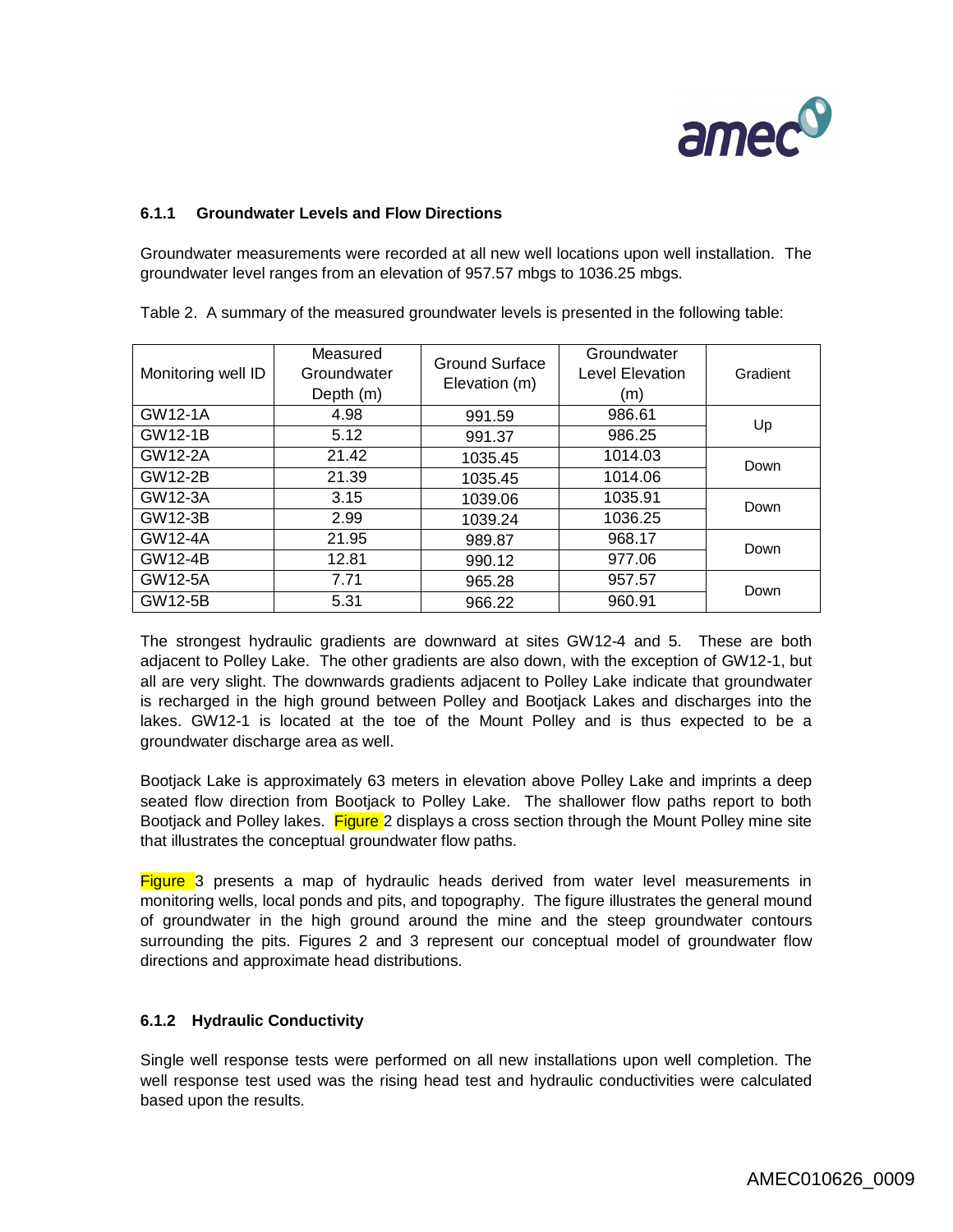### 6.1.1 Groundwater Levels and Flow Directions

Groundwater measurements were recorded at all new well locations upon well installation. The groundwater level ranges from an elevation of 957.57 mbgs to 1036.25 mbgs.

Table 2. A summary of the measured groundwater levels is presented in the following table:

| Monitoring well ID | Measured Groundwater Depth (m) | Ground Surface Elevation (m) | Groundwater Level Elevation (m) | Gradient |
|---|---|---|---|---|
| GW12-1A | 4.98 | 991.59 | 986.61 | Up |
| GW12-1B | 5.12 | 991.37 | 986.25 | |
| GW12-2A | 21.42 | 1035.45 | 1014.03 | Down |
| GW12-2B | 21.39 | 1035.45 | 1014.06 | |
| GW12-3A | 3.15 | 1039.06 | 1035.91 | Down |
| GW12-3B | 2.99 | 1039.24 | 1036.25 | |
| GW12-4A | 21.95 | 989.87 | 968.17 | Down |
| GW12-4B | 12.81 | 990.12 | 977.06 | |
| GW12-5A | 7.71 | 965.28 | 957.57 | Down |
| GW12-5B | 5.31 | 966.22 | 960.91 | |

The strongest hydraulic gradients are downward at sites GW12-4 and 5. These are both adjacent to Polley Lake. The other gradients are also down, with the exception of GW12-1, but all are very slight. The downwards gradients adjacent to Polley Lake indicate that groundwater is recharged in the high ground between Polley and Bootjack Lakes and discharges into the lakes. GW12-1 is located at the toe of the Mount Polley and is thus expected to be a groundwater discharge area as well.

Bootjack Lake is approximately 63 meters in elevation above Polley Lake and imprints a deep seated flow direction from Bootjack to Polley Lake. The shallower flow paths report to both Bootjack and Polley lakes. Figure 2 displays a cross section through the Mount Polley mine site that illustrates the conceptual groundwater flow paths.

Figure 3 presents a map of hydraulic heads derived from water level measurements in monitoring wells, local ponds and pits, and topography. The figure illustrates the general mound of groundwater in the high ground around the mine and the steep groundwater contours surrounding the pits. Figures 2 and 3 represent our conceptual model of groundwater flow directions and approximate head distributions.

### 6.1.2 Hydraulic Conductivity

Single well response tests were performed on all new installations upon well completion. The well response test used was the rising head test and hydraulic conductivities were calculated based upon the results.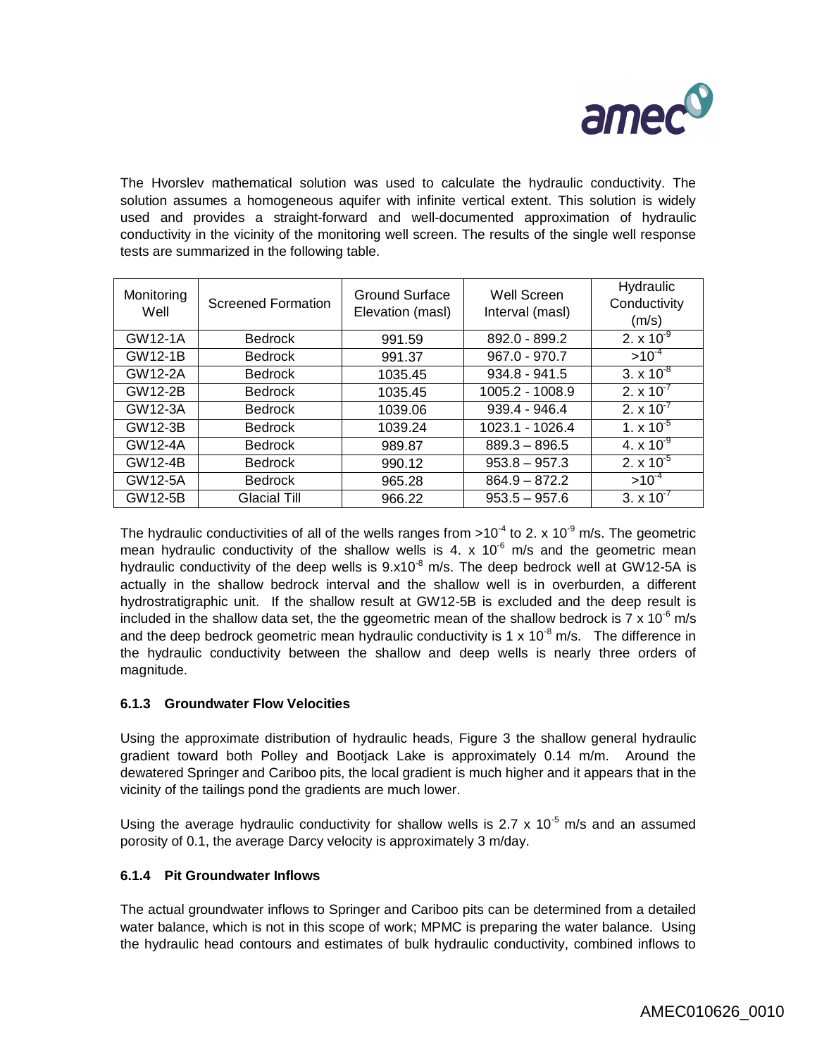The Hvorslev mathematical solution was used to calculate the hydraulic conductivity. The solution assumes a homogeneous aquifer with infinite vertical extent. This solution is widely used and provides a straight-forward and well-documented approximation of hydraulic conductivity in the vicinity of the monitoring well screen. The results of the single well response tests are summarized in the following table.

| Monitoring Well | Screened Formation | Ground Surface Elevation (masl) | Well Screen Interval (masl) | Hydraulic Conductivity (m/s) |
|---|---|---|---|---|
| GW12-1A | Bedrock | 991.59 | 892.0 - 899.2 | $2. \times 10^{-9}$ |
| GW12-1B | Bedrock | 991.37 | 967.0 - 970.7 | $>10^{-4}$ |
| GW12-2A | Bedrock | 1035.45 | 934.8 - 941.5 | $3. \times 10^{-8}$ |
| GW12-2B | Bedrock | 1035.45 | 1005.2 - 1008.9 | $2. \times 10^{-7}$ |
| GW12-3A | Bedrock | 1039.06 | 939.4 - 946.4 | $2. \times 10^{-7}$ |
| GW12-3B | Bedrock | 1039.24 | 1023.1 - 1026.4 | $1. \times 10^{-5}$ |
| GW12-4A | Bedrock | 989.87 | 889.3 – 896.5 | $4. \times 10^{-9}$ |
| GW12-4B | Bedrock | 990.12 | 953.8 – 957.3 | $2. \times 10^{-5}$ |
| GW12-5A | Bedrock | 965.28 | 864.9 – 872.2 | $>10^{-4}$ |
| GW12-5B | Glacial Till | 966.22 | 953.5 – 957.6 | $3. \times 10^{-7}$ |

The hydraulic conductivities of all of the wells ranges from $>10^{-4}$ to $2. \times 10^{-9}$ m/s. The geometric mean hydraulic conductivity of the shallow wells is $4. \times 10^{-6}$ m/s and the geometric mean hydraulic conductivity of the deep wells is $9.x10^{-8}$ m/s. The deep bedrock well at GW12-5A is actually in the shallow bedrock interval and the shallow well is in overburden, a different hydrostratigraphic unit. If the shallow result at GW12-5B is excluded and the deep result is included in the shallow data set, the the ggeometric mean of the shallow bedrock is $7 \times 10^{-6}$ m/s and the deep bedrock geometric mean hydraulic conductivity is $1 \times 10^{-8}$ m/s. The difference in the hydraulic conductivity between the shallow and deep wells is nearly three orders of magnitude.

### 6.1.3 Groundwater Flow Velocities

Using the approximate distribution of hydraulic heads, Figure 3 the shallow general hydraulic gradient toward both Polley and Bootjack Lake is approximately 0.14 m/m. Around the dewatered Springer and Cariboo pits, the local gradient is much higher and it appears that in the vicinity of the tailings pond the gradients are much lower.

Using the average hydraulic conductivity for shallow wells is $2.7 \times 10^{-5}$ m/s and an assumed porosity of 0.1, the average Darcy velocity is approximately 3 m/day.

### 6.1.4 Pit Groundwater Inflows

The actual groundwater inflows to Springer and Cariboo pits can be determined from a detailed water balance, which is not in this scope of work; MPMC is preparing the water balance. Using the hydraulic head contours and estimates of bulk hydraulic conductivity, combined inflows to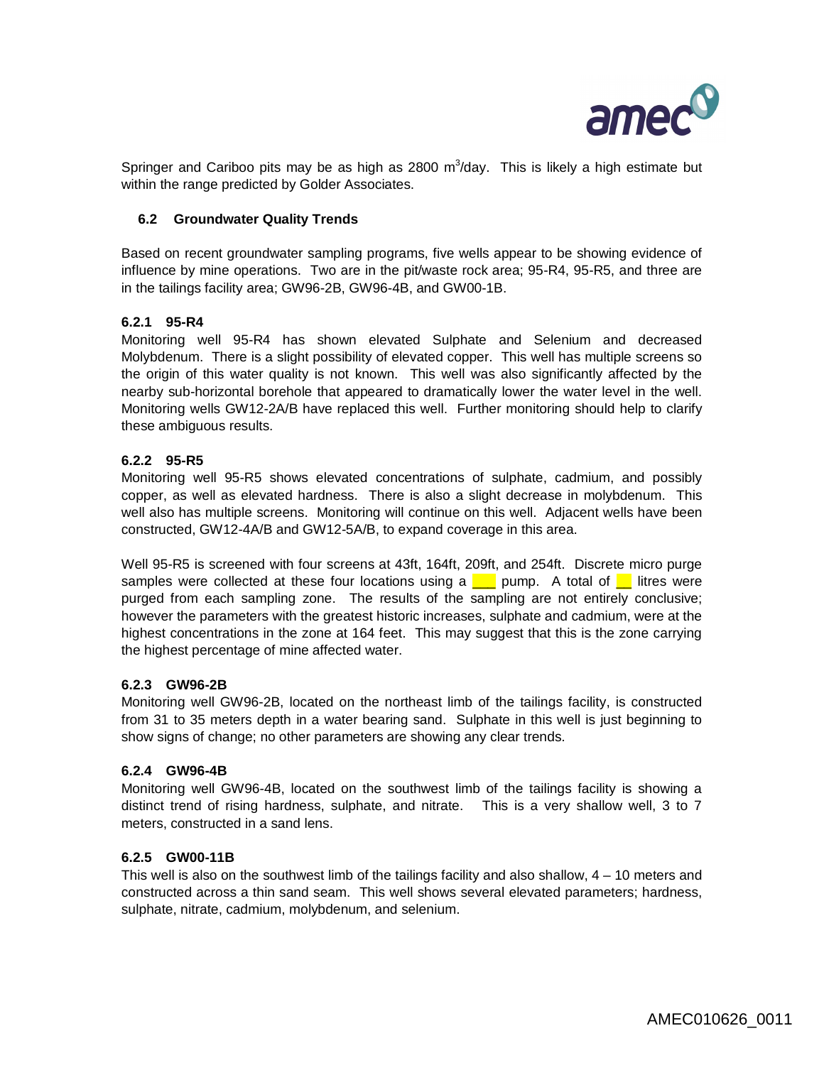Springer and Cariboo pits may be as high as 2800 $m^3$/day. This is likely a high estimate but within the range predicted by Golder Associates.

### 6.2 Groundwater Quality Trends

Based on recent groundwater sampling programs, five wells appear to be showing evidence of influence by mine operations. Two are in the pit/waste rock area; 95-R4, 95-R5, and three are in the tailings facility area; GW96-2B, GW96-4B, and GW00-1B.

#### 6.2.1 95-R4

Monitoring well 95-R4 has shown elevated Sulphate and Selenium and decreased Molybdenum. There is a slight possibility of elevated copper. This well has multiple screens so the origin of this water quality is not known. This well was also significantly affected by the nearby sub-horizontal borehole that appeared to dramatically lower the water level in the well. Monitoring wells GW12-2A/B have replaced this well. Further monitoring should help to clarify these ambiguous results.

#### 6.2.2 95-R5

Monitoring well 95-R5 shows elevated concentrations of sulphate, cadmium, and possibly copper, as well as elevated hardness. There is also a slight decrease in molybdenum. This well also has multiple screens. Monitoring will continue on this well. Adjacent wells have been constructed, GW12-4A/B and GW12-5A/B, to expand coverage in this area.

Well 95-R5 is screened with four screens at 43ft, 164ft, 209ft, and 254ft. Discrete micro purge samples were collected at these four locations using a ___ pump. A total of __ litres were purged from each sampling zone. The results of the sampling are not entirely conclusive; however the parameters with the greatest historic increases, sulphate and cadmium, were at the highest concentrations in the zone at 164 feet. This may suggest that this is the zone carrying the highest percentage of mine affected water.

#### 6.2.3 GW96-2B

Monitoring well GW96-2B, located on the northeast limb of the tailings facility, is constructed from 31 to 35 meters depth in a water bearing sand. Sulphate in this well is just beginning to show signs of change; no other parameters are showing any clear trends.

#### 6.2.4 GW96-4B

Monitoring well GW96-4B, located on the southwest limb of the tailings facility is showing a distinct trend of rising hardness, sulphate, and nitrate. This is a very shallow well, 3 to 7 meters, constructed in a sand lens.

#### 6.2.5 GW00-11B

This well is also on the southwest limb of the tailings facility and also shallow, 4 – 10 meters and constructed across a thin sand seam. This well shows several elevated parameters; hardness, sulphate, nitrate, cadmium, molybdenum, and selenium.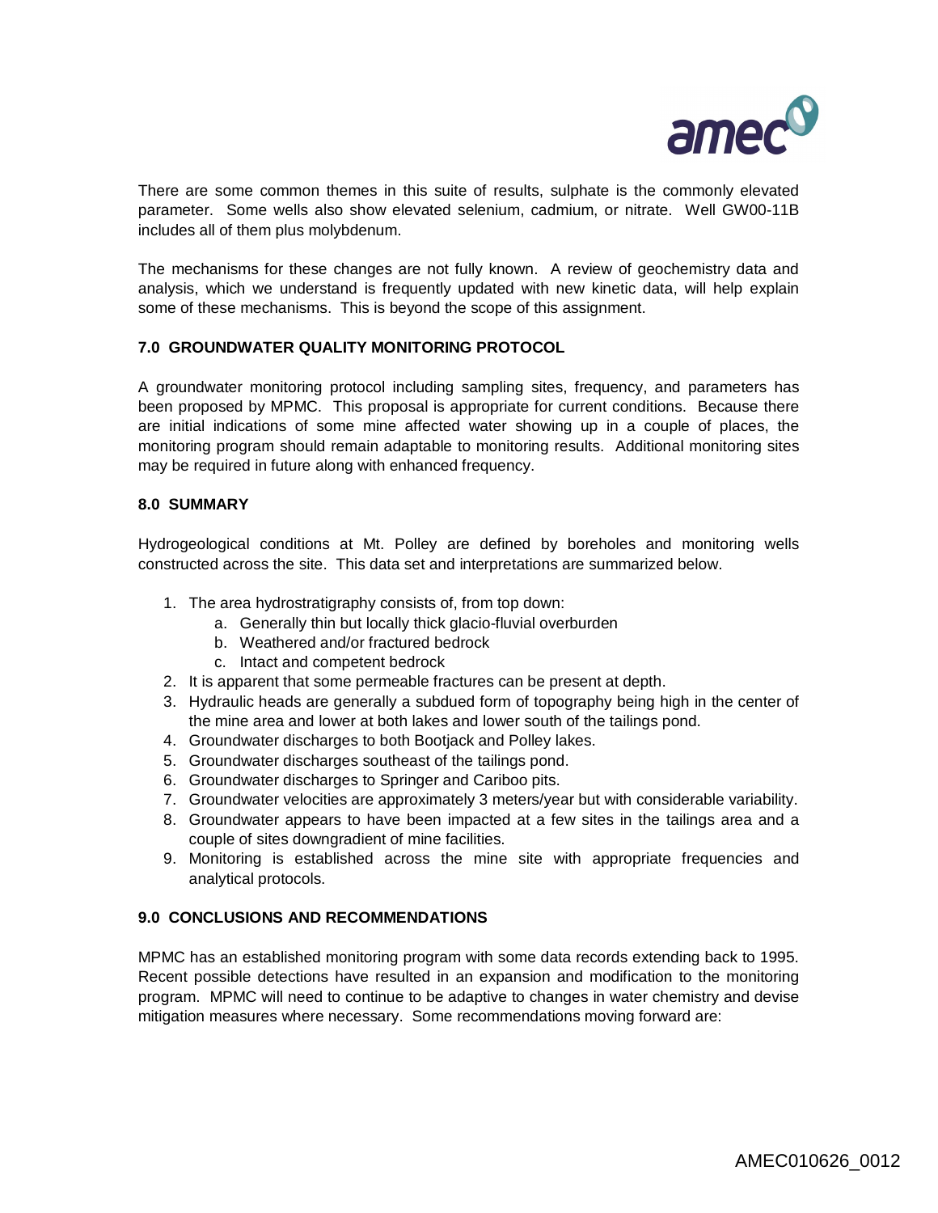There are some common themes in this suite of results, sulphate is the commonly elevated parameter. Some wells also show elevated selenium, cadmium, or nitrate. Well GW00-11B includes all of them plus molybdenum.

The mechanisms for these changes are not fully known. A review of geochemistry data and analysis, which we understand is frequently updated with new kinetic data, will help explain some of these mechanisms. This is beyond the scope of this assignment.

## 7.0 GROUNDWATER QUALITY MONITORING PROTOCOL

A groundwater monitoring protocol including sampling sites, frequency, and parameters has been proposed by MPMC. This proposal is appropriate for current conditions. Because there are initial indications of some mine affected water showing up in a couple of places, the monitoring program should remain adaptable to monitoring results. Additional monitoring sites may be required in future along with enhanced frequency.

## 8.0 SUMMARY

Hydrogeological conditions at Mt. Polley are defined by boreholes and monitoring wells constructed across the site. This data set and interpretations are summarized below.

1. The area hydrostratigraphy consists of, from top down:
    a. Generally thin but locally thick glacio-fluvial overburden
    b. Weathered and/or fractured bedrock
    c. Intact and competent bedrock
2. It is apparent that some permeable fractures can be present at depth.
3. Hydraulic heads are generally a subdued form of topography being high in the center of the mine area and lower at both lakes and lower south of the tailings pond.
4. Groundwater discharges to both Bootjack and Polley lakes.
5. Groundwater discharges southeast of the tailings pond.
6. Groundwater discharges to Springer and Cariboo pits.
7. Groundwater velocities are approximately 3 meters/year but with considerable variability.
8. Groundwater appears to have been impacted at a few sites in the tailings area and a couple of sites downgradient of mine facilities.
9. Monitoring is established across the mine site with appropriate frequencies and analytical protocols.

## 9.0 CONCLUSIONS AND RECOMMENDATIONS

MPMC has an established monitoring program with some data records extending back to 1995. Recent possible detections have resulted in an expansion and modification to the monitoring program. MPMC will need to continue to be adaptive to changes in water chemistry and devise mitigation measures where necessary. Some recommendations moving forward are: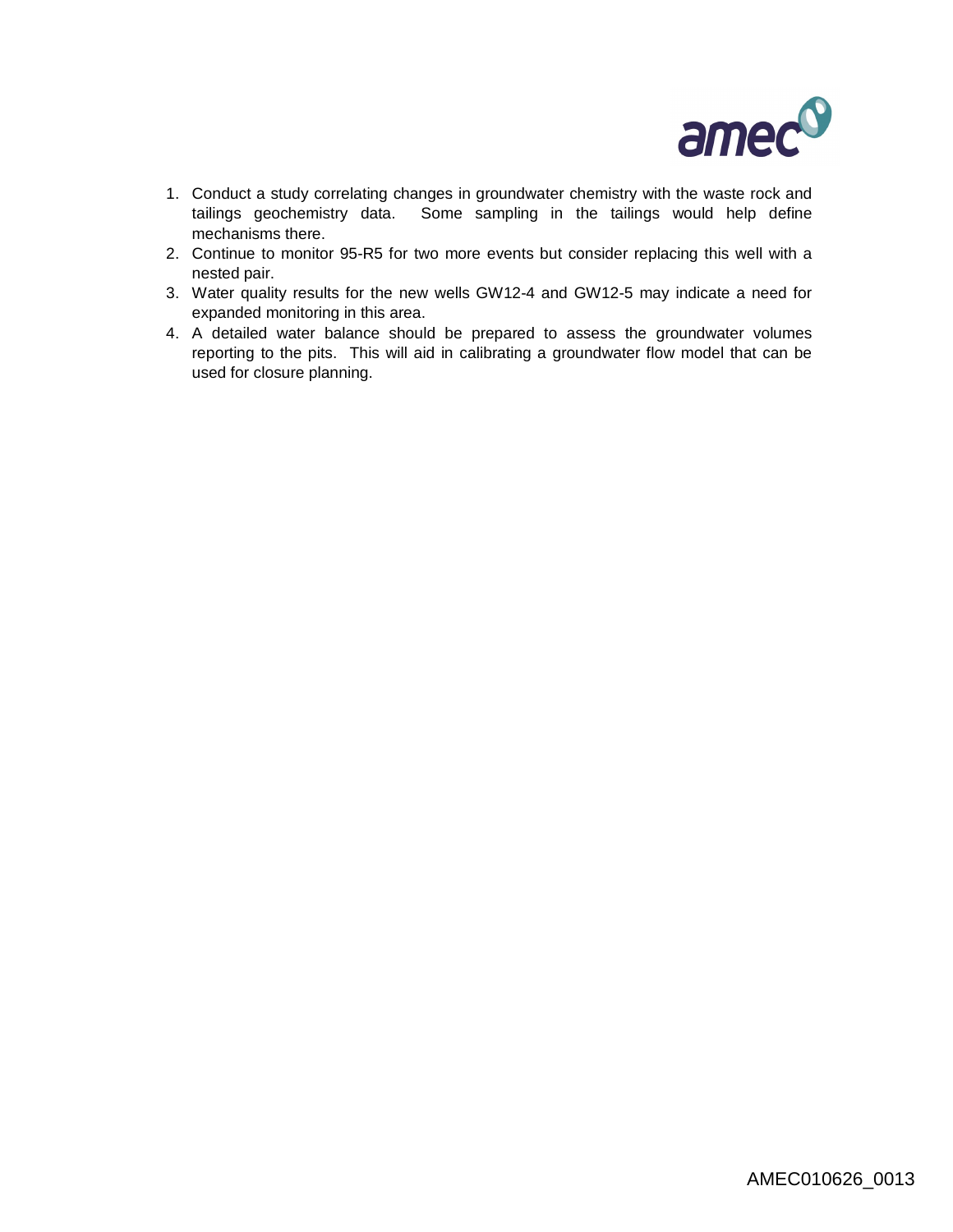1. Conduct a study correlating changes in groundwater chemistry with the waste rock and tailings geochemistry data. Some sampling in the tailings would help define mechanisms there.
2. Continue to monitor 95-R5 for two more events but consider replacing this well with a nested pair.
3. Water quality results for the new wells GW12-4 and GW12-5 may indicate a need for expanded monitoring in this area.
4. A detailed water balance should be prepared to assess the groundwater volumes reporting to the pits. This will aid in calibrating a groundwater flow model that can be used for closure planning.